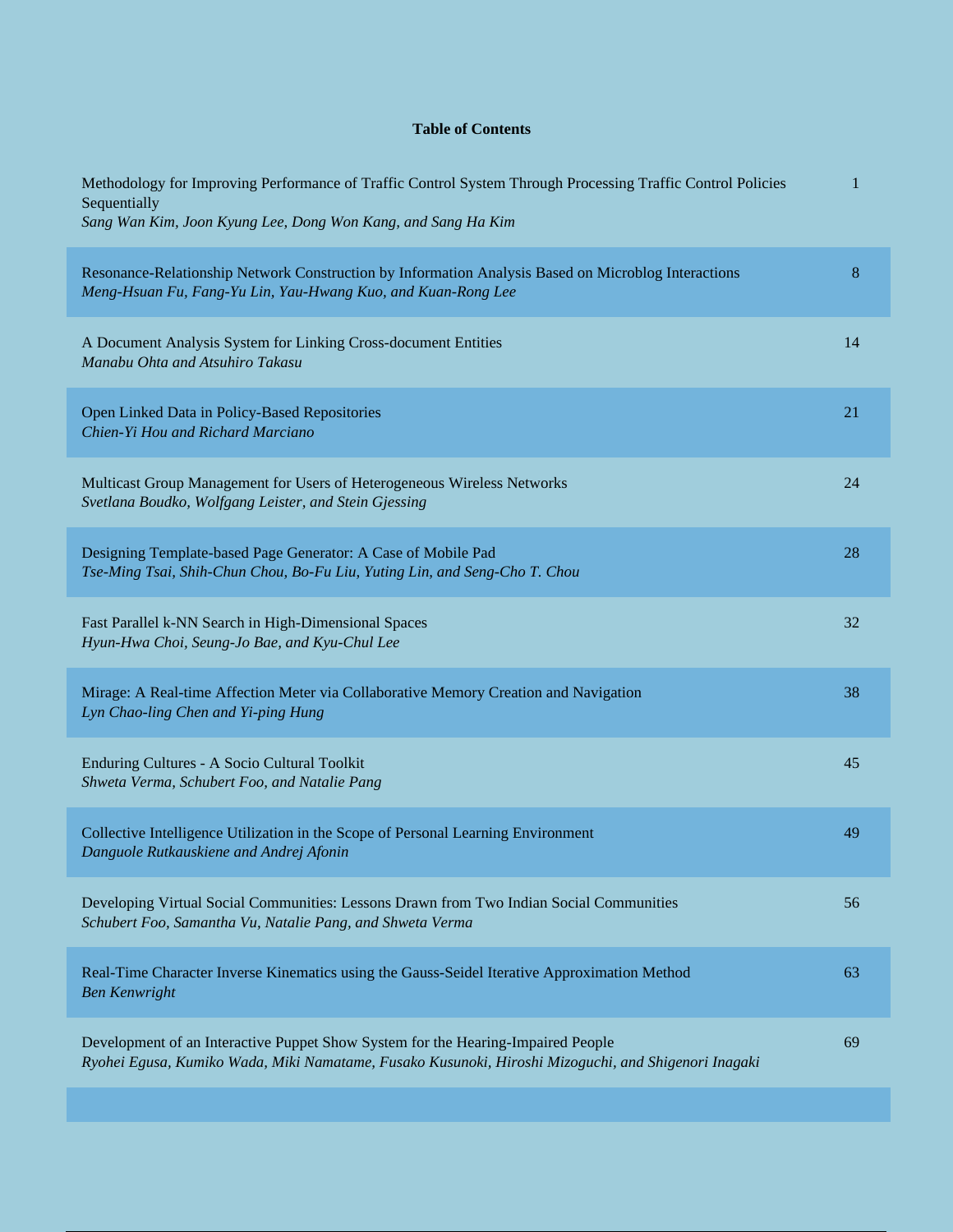## Table of Contents

| | |
|---|---|
| Methodology for Improving Performance of Traffic Control System Through Processing Traffic Control Policies Sequentially<br>*Sang Wan Kim, Joon Kyung Lee, Dong Won Kang, and Sang Ha Kim* | 1 |
| Resonance-Relationship Network Construction by Information Analysis Based on Microblog Interactions<br>*Meng-Hsuan Fu, Fang-Yu Lin, Yau-Hwang Kuo, and Kuan-Rong Lee* | 8 |
| A Document Analysis System for Linking Cross-document Entities<br>*Manabu Ohta and Atsuhiro Takasu* | 14 |
| Open Linked Data in Policy-Based Repositories<br>*Chien-Yi Hou and Richard Marciano* | 21 |
| Multicast Group Management for Users of Heterogeneous Wireless Networks<br>*Svetlana Boudko, Wolfgang Leister, and Stein Gjessing* | 24 |
| Designing Template-based Page Generator: A Case of Mobile Pad<br>*Tse-Ming Tsai, Shih-Chun Chou, Bo-Fu Liu, Yuting Lin, and Seng-Cho T. Chou* | 28 |
| Fast Parallel k-NN Search in High-Dimensional Spaces<br>*Hyun-Hwa Choi, Seung-Jo Bae, and Kyu-Chul Lee* | 32 |
| Mirage: A Real-time Affection Meter via Collaborative Memory Creation and Navigation<br>*Lyn Chao-ling Chen and Yi-ping Hung* | 38 |
| Enduring Cultures - A Socio Cultural Toolkit<br>*Shweta Verma, Schubert Foo, and Natalie Pang* | 45 |
| Collective Intelligence Utilization in the Scope of Personal Learning Environment<br>*Danguole Rutkauskiene and Andrej Afonin* | 49 |
| Developing Virtual Social Communities: Lessons Drawn from Two Indian Social Communities<br>*Schubert Foo, Samantha Vu, Natalie Pang, and Shweta Verma* | 56 |
| Real-Time Character Inverse Kinematics using the Gauss-Seidel Iterative Approximation Method<br>*Ben Kenwright* | 63 |
| Development of an Interactive Puppet Show System for the Hearing-Impaired People<br>*Ryohei Egusa, Kumiko Wada, Miki Namatame, Fusako Kusunoki, Hiroshi Mizoguchi, and Shigenori Inagaki* | 69 |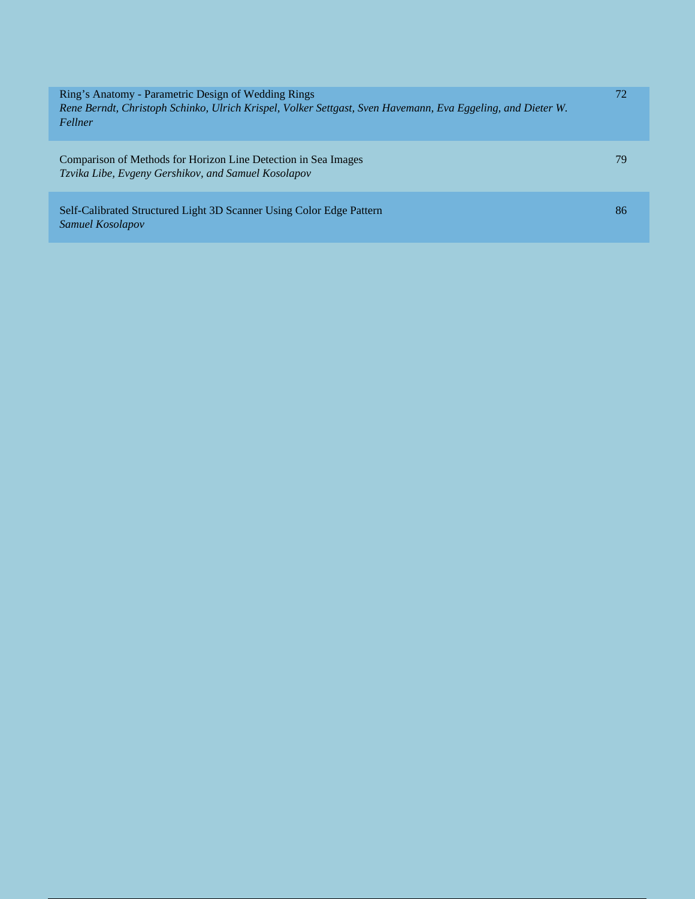Ring’s Anatomy - Parametric Design of Wedding Rings 72
*Rene Berndt, Christoph Schinko, Ulrich Krispel, Volker Settgast, Sven Havemann, Eva Eggeling, and Dieter W. Fellner*

Comparison of Methods for Horizon Line Detection in Sea Images 79
*Tzvika Libe, Evgeny Gershikov, and Samuel Kosolapov*

Self-Calibrated Structured Light 3D Scanner Using Color Edge Pattern 86
*Samuel Kosolapov*